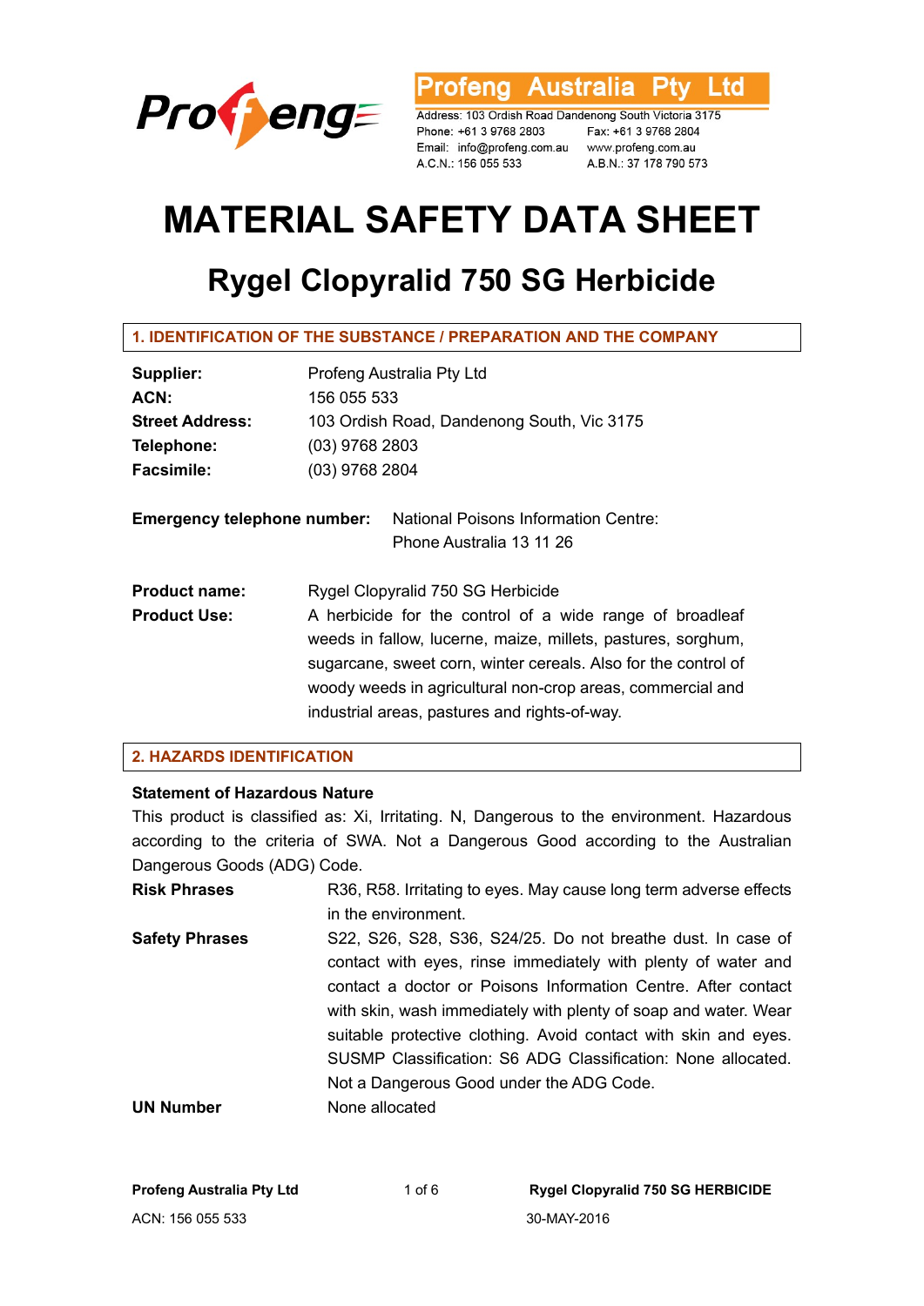Profeng Australia Pty Ltd

Address: 103 Ordish Road Dandenong South Victoria 3175
Phone: +61 3 9768 2803 Fax: +61 3 9768 2804
Email: info@profeng.com.au www.profeng.com.au
A.C.N.: 156 055 533 A.B.N.: 37 178 790 573

# MATERIAL SAFETY DATA SHEET

## Rygel Clopyralid 750 SG Herbicide

### 1. IDENTIFICATION OF THE SUBSTANCE / PREPARATION AND THE COMPANY

| | |
|---|---|
| **Supplier:** | Profeng Australia Pty Ltd |
| **ACN:** | 156 055 533 |
| **Street Address:** | 103 Ordish Road, Dandenong South, Vic 3175 |
| **Telephone:** | (03) 9768 2803 |
| **Facsimile:** | (03) 9768 2804 |

**Emergency telephone number:** National Poisons Information Centre: Phone Australia 13 11 26

| | |
|---|---|
| **Product name:** | Rygel Clopyralid 750 SG Herbicide |
| **Product Use:** | A herbicide for the control of a wide range of broadleaf weeds in fallow, lucerne, maize, millets, pastures, sorghum, sugarcane, sweet corn, winter cereals. Also for the control of woody weeds in agricultural non-crop areas, commercial and industrial areas, pastures and rights-of-way. |

### 2. HAZARDS IDENTIFICATION

**Statement of Hazardous Nature**

This product is classified as: Xi, Irritating. N, Dangerous to the environment. Hazardous according to the criteria of SWA. Not a Dangerous Good according to the Australian Dangerous Goods (ADG) Code.

| | |
|---|---|
| **Risk Phrases** | R36, R58. Irritating to eyes. May cause long term adverse effects in the environment. |
| **Safety Phrases** | S22, S26, S28, S36, S24/25. Do not breathe dust. In case of contact with eyes, rinse immediately with plenty of water and contact a doctor or Poisons Information Centre. After contact with skin, wash immediately with plenty of soap and water. Wear suitable protective clothing. Avoid contact with skin and eyes. SUSMP Classification: S6 ADG Classification: None allocated. Not a Dangerous Good under the ADG Code. |
| **UN Number** | None allocated |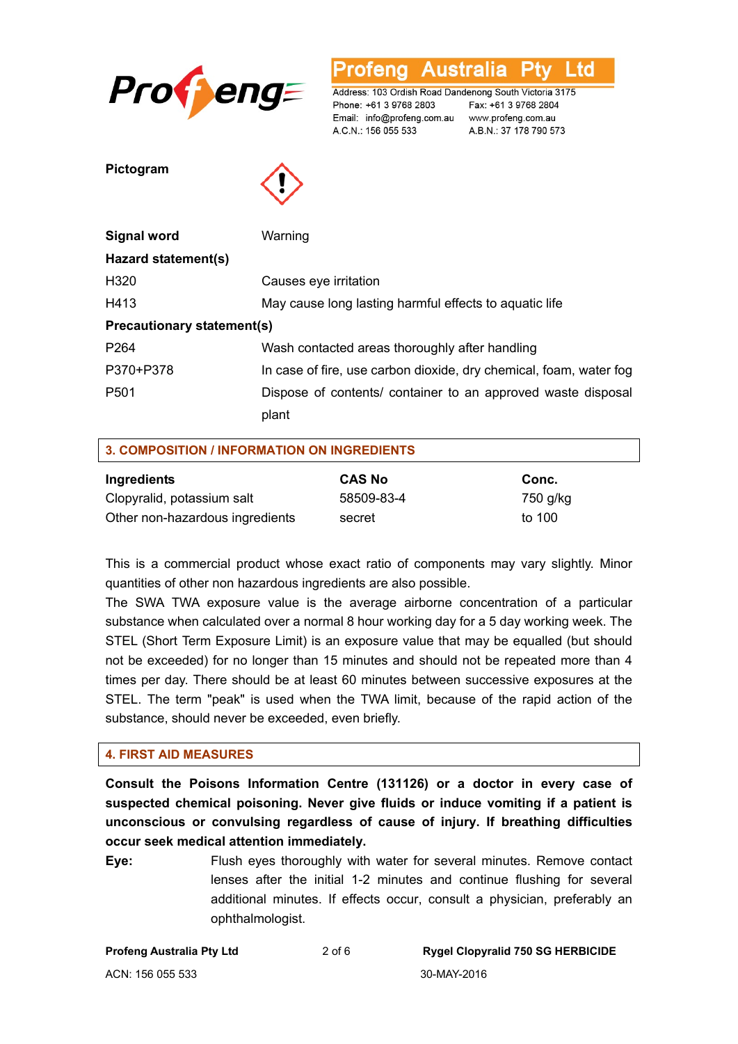**Pictogram**

| | |
|---|---|
| **Signal word** | Warning |
| **Hazard statement(s)** | |
| H320 | Causes eye irritation |
| H413 | May cause long lasting harmful effects to aquatic life |
| **Precautionary statement(s)** | |
| P264 | Wash contacted areas thoroughly after handling |
| P370+P378 | In case of fire, use carbon dioxide, dry chemical, foam, water fog |
| P501 | Dispose of contents/ container to an approved waste disposal plant |

## 3. COMPOSITION / INFORMATION ON INGREDIENTS

| **Ingredients** | **CAS No** | **Conc.** |
|---|---|---|
| Clopyralid, potassium salt | 58509-83-4 | 750 g/kg |
| Other non-hazardous ingredients | secret | to 100 |

This is a commercial product whose exact ratio of components may vary slightly. Minor quantities of other non hazardous ingredients are also possible.

The SWA TWA exposure value is the average airborne concentration of a particular substance when calculated over a normal 8 hour working day for a 5 day working week. The STEL (Short Term Exposure Limit) is an exposure value that may be equalled (but should not be exceeded) for no longer than 15 minutes and should not be repeated more than 4 times per day. There should be at least 60 minutes between successive exposures at the STEL. The term "peak" is used when the TWA limit, because of the rapid action of the substance, should never be exceeded, even briefly.

## 4. FIRST AID MEASURES

**Consult the Poisons Information Centre (131126) or a doctor in every case of suspected chemical poisoning. Never give fluids or induce vomiting if a patient is unconscious or convulsing regardless of cause of injury. If breathing difficulties occur seek medical attention immediately.**

**Eye:** Flush eyes thoroughly with water for several minutes. Remove contact lenses after the initial 1-2 minutes and continue flushing for several additional minutes. If effects occur, consult a physician, preferably an ophthalmologist.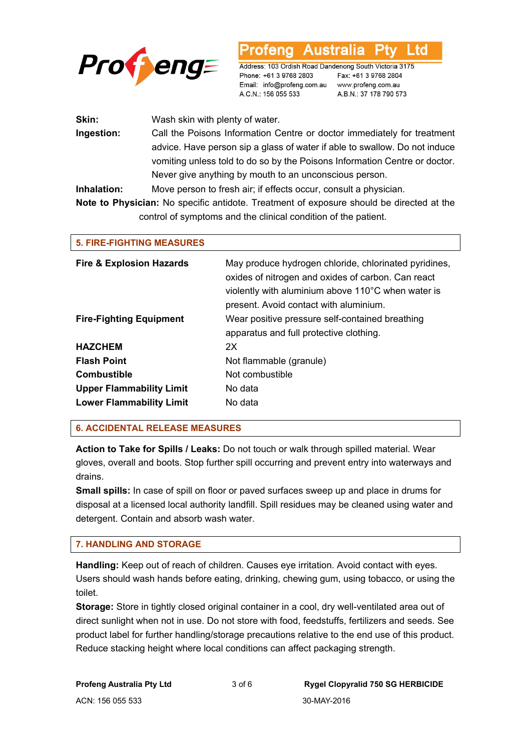**Skin:** Wash skin with plenty of water.

**Ingestion:** Call the Poisons Information Centre or doctor immediately for treatment advice. Have person sip a glass of water if able to swallow. Do not induce vomiting unless told to do so by the Poisons Information Centre or doctor. Never give anything by mouth to an unconscious person.

**Inhalation:** Move person to fresh air; if effects occur, consult a physician.

**Note to Physician:** No specific antidote. Treatment of exposure should be directed at the control of symptoms and the clinical condition of the patient.

## 5. FIRE-FIGHTING MEASURES

| | |
|---|---|
| **Fire & Explosion Hazards** | May produce hydrogen chloride, chlorinated pyridines, oxides of nitrogen and oxides of carbon. Can react violently with aluminium above 110°C when water is present. Avoid contact with aluminium. |
| **Fire-Fighting Equipment** | Wear positive pressure self-contained breathing apparatus and full protective clothing. |
| **HAZCHEM** | 2X |
| **Flash Point** | Not flammable (granule) |
| **Combustible** | Not combustible |
| **Upper Flammability Limit** | No data |
| **Lower Flammability Limit** | No data |

## 6. ACCIDENTAL RELEASE MEASURES

**Action to Take for Spills / Leaks:** Do not touch or walk through spilled material. Wear gloves, overall and boots. Stop further spill occurring and prevent entry into waterways and drains.

**Small spills:** In case of spill on floor or paved surfaces sweep up and place in drums for disposal at a licensed local authority landfill. Spill residues may be cleaned using water and detergent. Contain and absorb wash water.

## 7. HANDLING AND STORAGE

**Handling:** Keep out of reach of children. Causes eye irritation. Avoid contact with eyes. Users should wash hands before eating, drinking, chewing gum, using tobacco, or using the toilet.

**Storage:** Store in tightly closed original container in a cool, dry well-ventilated area out of direct sunlight when not in use. Do not store with food, feedstuffs, fertilizers and seeds. See product label for further handling/storage precautions relative to the end use of this product. Reduce stacking height where local conditions can affect packaging strength.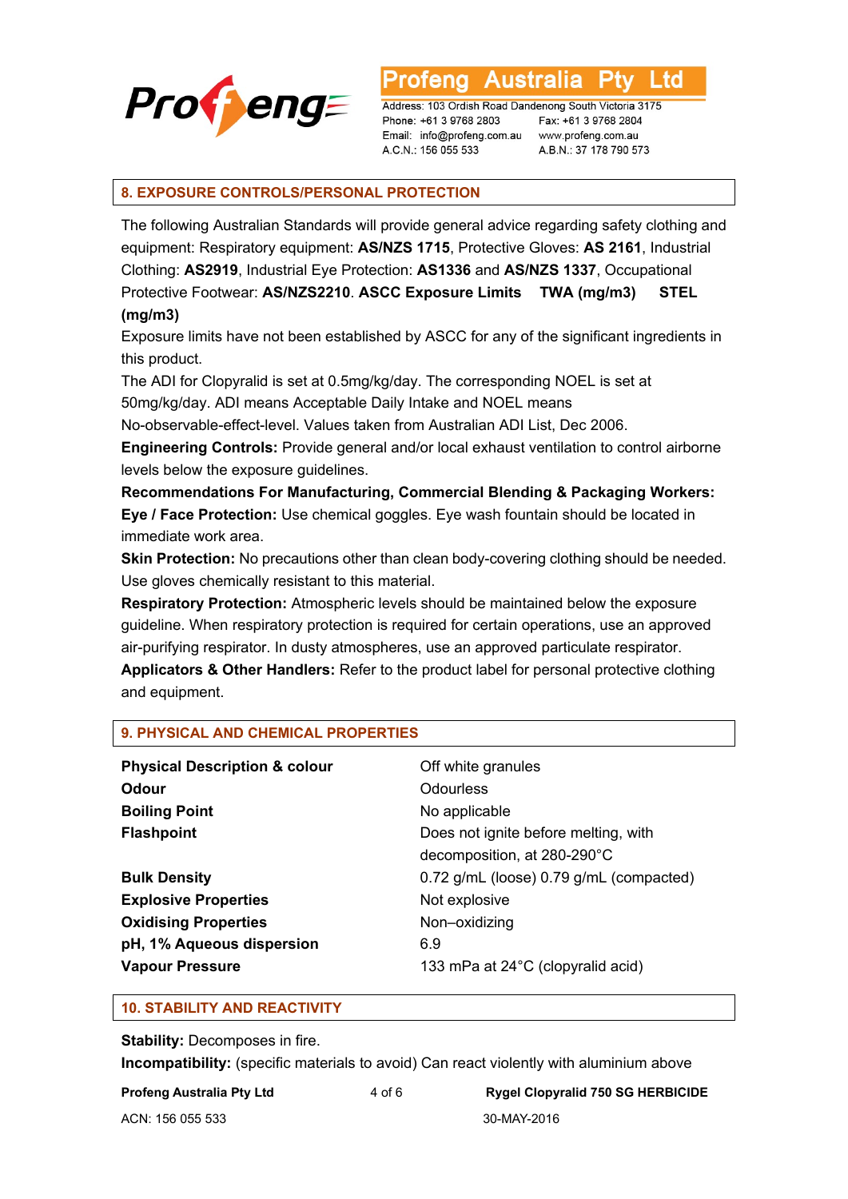## 8. EXPOSURE CONTROLS/PERSONAL PROTECTION

The following Australian Standards will provide general advice regarding safety clothing and equipment: Respiratory equipment: **AS/NZS 1715**, Protective Gloves: **AS 2161**, Industrial Clothing: **AS2919**, Industrial Eye Protection: **AS1336** and **AS/NZS 1337**, Occupational Protective Footwear: **AS/NZS2210**. **ASCC Exposure Limits TWA (mg/m3) STEL (mg/m3)**

Exposure limits have not been established by ASCC for any of the significant ingredients in this product.

The ADI for Clopyralid is set at 0.5mg/kg/day. The corresponding NOEL is set at 50mg/kg/day. ADI means Acceptable Daily Intake and NOEL means No-observable-effect-level. Values taken from Australian ADI List, Dec 2006.

**Engineering Controls:** Provide general and/or local exhaust ventilation to control airborne levels below the exposure guidelines.

**Recommendations For Manufacturing, Commercial Blending & Packaging Workers:**

**Eye / Face Protection:** Use chemical goggles. Eye wash fountain should be located in immediate work area.

**Skin Protection:** No precautions other than clean body-covering clothing should be needed. Use gloves chemically resistant to this material.

**Respiratory Protection:** Atmospheric levels should be maintained below the exposure guideline. When respiratory protection is required for certain operations, use an approved air-purifying respirator. In dusty atmospheres, use an approved particulate respirator.

**Applicators & Other Handlers:** Refer to the product label for personal protective clothing and equipment.

## 9. PHYSICAL AND CHEMICAL PROPERTIES

| | |
|---|---|
| **Physical Description & colour** | Off white granules |
| **Odour** | Odourless |
| **Boiling Point** | No applicable |
| **Flashpoint** | Does not ignite before melting, with decomposition, at 280-290°C |
| **Bulk Density** | 0.72 g/mL (loose) 0.79 g/mL (compacted) |
| **Explosive Properties** | Not explosive |
| **Oxidising Properties** | Non–oxidizing |
| **pH, 1% Aqueous dispersion** | 6.9 |
| **Vapour Pressure** | 133 mPa at 24°C (clopyralid acid) |

## 10. STABILITY AND REACTIVITY

**Stability:** Decomposes in fire.

**Incompatibility:** (specific materials to avoid) Can react violently with aluminium above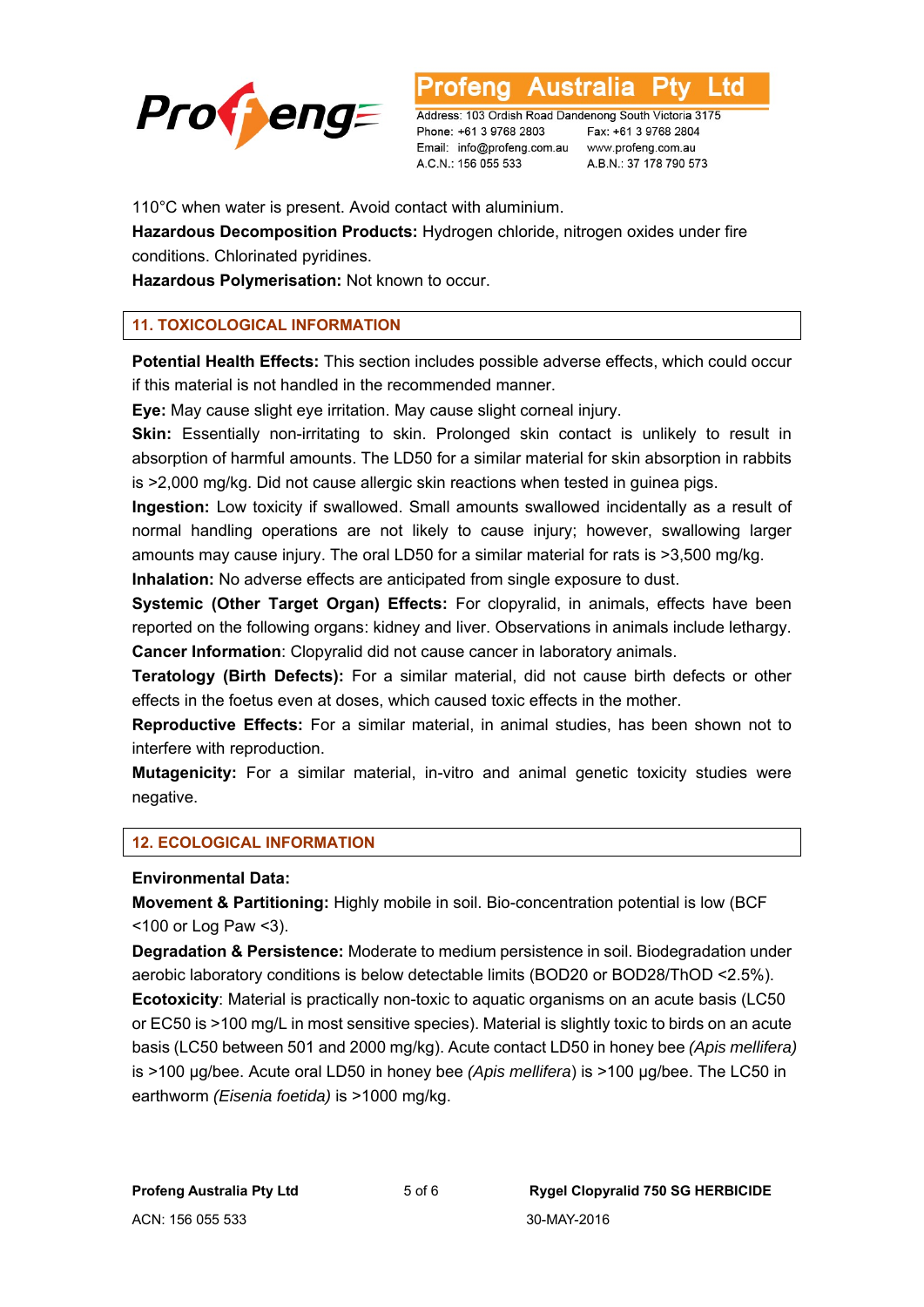110°C when water is present. Avoid contact with aluminium.

**Hazardous Decomposition Products:** Hydrogen chloride, nitrogen oxides under fire conditions. Chlorinated pyridines.

**Hazardous Polymerisation:** Not known to occur.

## 11. TOXICOLOGICAL INFORMATION

**Potential Health Effects:** This section includes possible adverse effects, which could occur if this material is not handled in the recommended manner.

**Eye:** May cause slight eye irritation. May cause slight corneal injury.

**Skin:** Essentially non-irritating to skin. Prolonged skin contact is unlikely to result in absorption of harmful amounts. The LD50 for a similar material for skin absorption in rabbits is >2,000 mg/kg. Did not cause allergic skin reactions when tested in guinea pigs.

**Ingestion:** Low toxicity if swallowed. Small amounts swallowed incidentally as a result of normal handling operations are not likely to cause injury; however, swallowing larger amounts may cause injury. The oral LD50 for a similar material for rats is >3,500 mg/kg.

**Inhalation:** No adverse effects are anticipated from single exposure to dust.

**Systemic (Other Target Organ) Effects:** For clopyralid, in animals, effects have been reported on the following organs: kidney and liver. Observations in animals include lethargy.

**Cancer Information**: Clopyralid did not cause cancer in laboratory animals.

**Teratology (Birth Defects):** For a similar material, did not cause birth defects or other effects in the foetus even at doses, which caused toxic effects in the mother.

**Reproductive Effects:** For a similar material, in animal studies, has been shown not to interfere with reproduction.

**Mutagenicity:** For a similar material, in-vitro and animal genetic toxicity studies were negative.

## 12. ECOLOGICAL INFORMATION

**Environmental Data:**

**Movement & Partitioning:** Highly mobile in soil. Bio-concentration potential is low (BCF <100 or Log Paw <3).

**Degradation & Persistence:** Moderate to medium persistence in soil. Biodegradation under aerobic laboratory conditions is below detectable limits (BOD20 or BOD28/ThOD <2.5%).

**Ecotoxicity**: Material is practically non-toxic to aquatic organisms on an acute basis (LC50 or EC50 is >100 mg/L in most sensitive species). Material is slightly toxic to birds on an acute basis (LC50 between 501 and 2000 mg/kg). Acute contact LD50 in honey bee *(Apis mellifera)* is >100 µg/bee. Acute oral LD50 in honey bee *(Apis mellifera*) is >100 µg/bee. The LC50 in earthworm *(Eisenia foetida)* is >1000 mg/kg.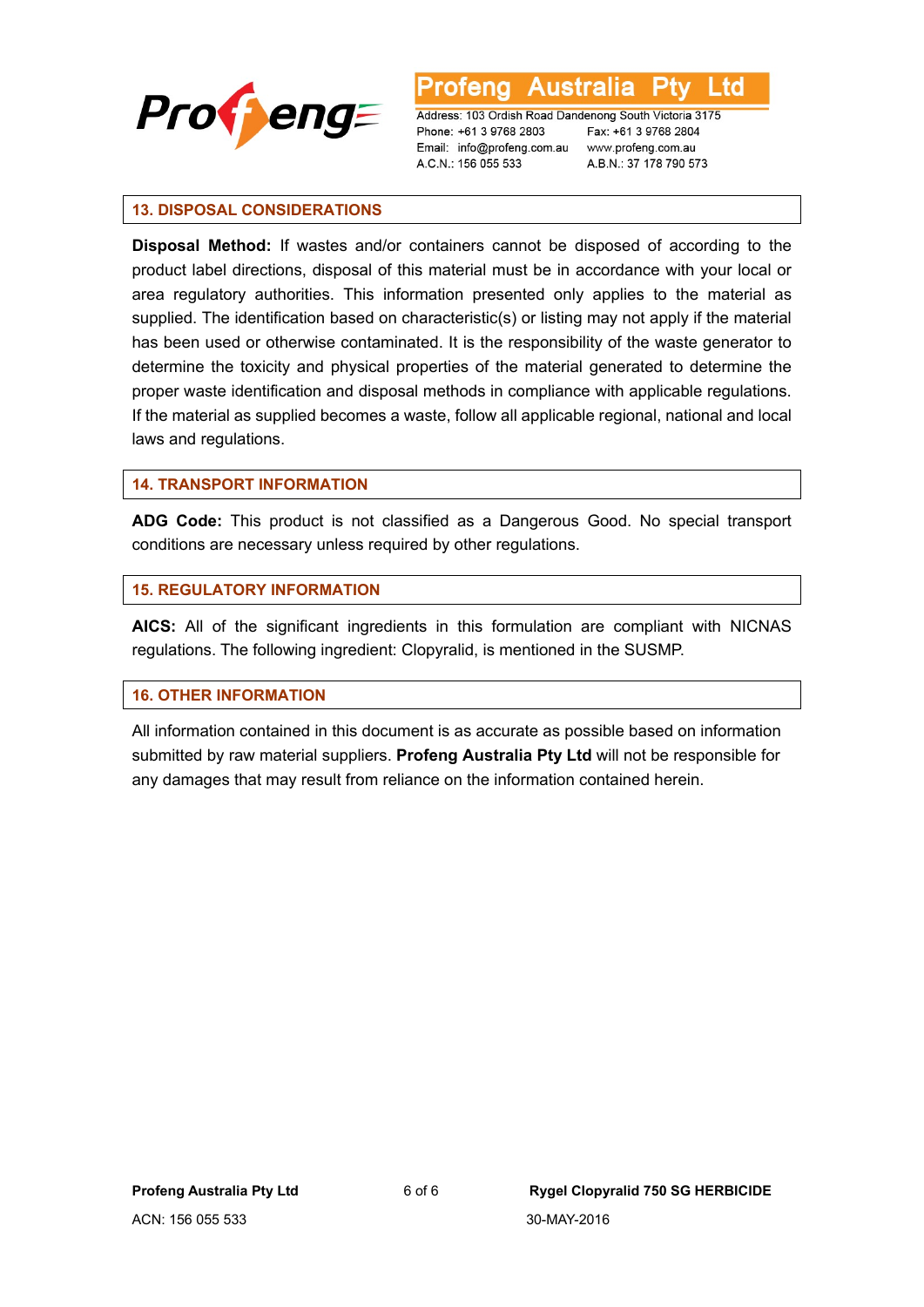## 13. DISPOSAL CONSIDERATIONS

**Disposal Method:** If wastes and/or containers cannot be disposed of according to the product label directions, disposal of this material must be in accordance with your local or area regulatory authorities. This information presented only applies to the material as supplied. The identification based on characteristic(s) or listing may not apply if the material has been used or otherwise contaminated. It is the responsibility of the waste generator to determine the toxicity and physical properties of the material generated to determine the proper waste identification and disposal methods in compliance with applicable regulations. If the material as supplied becomes a waste, follow all applicable regional, national and local laws and regulations.

## 14. TRANSPORT INFORMATION

**ADG Code:** This product is not classified as a Dangerous Good. No special transport conditions are necessary unless required by other regulations.

## 15. REGULATORY INFORMATION

**AICS:** All of the significant ingredients in this formulation are compliant with NICNAS regulations. The following ingredient: Clopyralid, is mentioned in the SUSMP.

## 16. OTHER INFORMATION

All information contained in this document is as accurate as possible based on information submitted by raw material suppliers. **Profeng Australia Pty Ltd** will not be responsible for any damages that may result from reliance on the information contained herein.